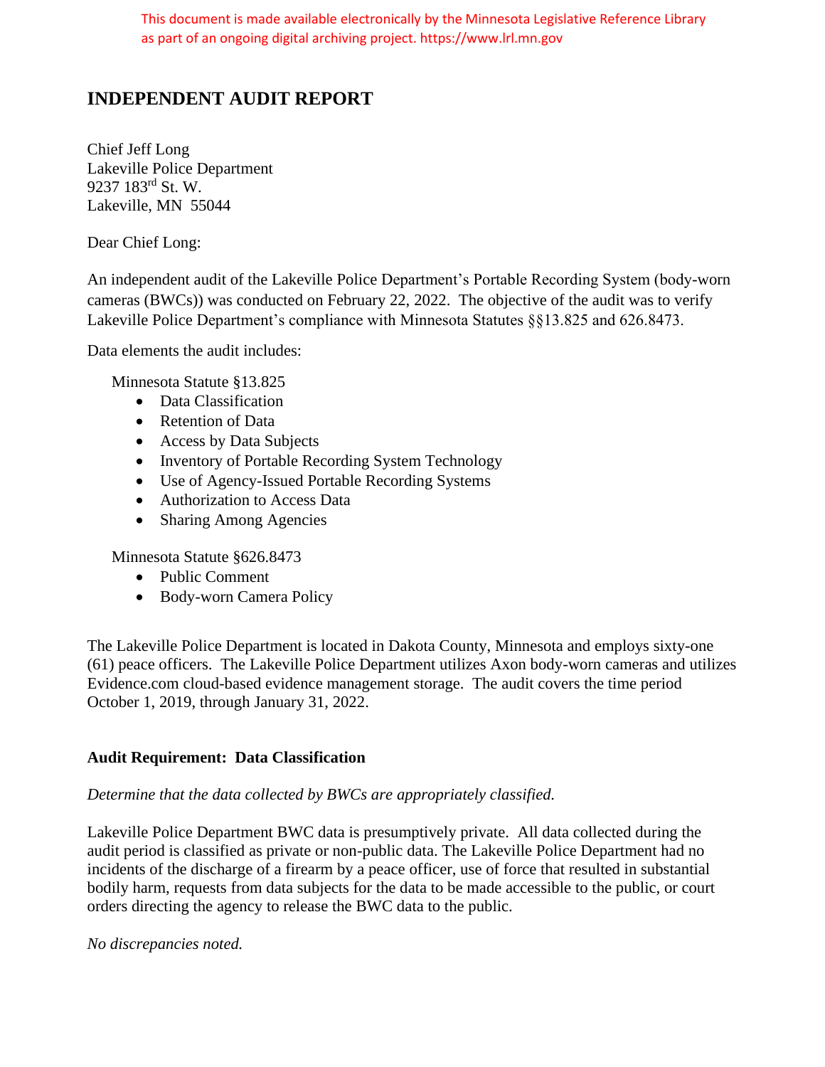This document is made available electronically by the Minnesota Legislative Reference Library as part of an ongoing digital archiving project. https://www.lrl.mn.gov

# INDEPENDENT AUDIT REPORT

Chief Jeff Long
Lakeville Police Department
9237 183rd St. W.
Lakeville, MN 55044

Dear Chief Long:

An independent audit of the Lakeville Police Department's Portable Recording System (body-worn cameras (BWCs)) was conducted on February 22, 2022. The objective of the audit was to verify Lakeville Police Department's compliance with Minnesota Statutes §§13.825 and 626.8473.

Data elements the audit includes:

Minnesota Statute §13.825

- Data Classification
- Retention of Data
- Access by Data Subjects
- Inventory of Portable Recording System Technology
- Use of Agency-Issued Portable Recording Systems
- Authorization to Access Data
- Sharing Among Agencies

Minnesota Statute §626.8473

- Public Comment
- Body-worn Camera Policy

The Lakeville Police Department is located in Dakota County, Minnesota and employs sixty-one (61) peace officers. The Lakeville Police Department utilizes Axon body-worn cameras and utilizes Evidence.com cloud-based evidence management storage. The audit covers the time period October 1, 2019, through January 31, 2022.

**Audit Requirement: Data Classification**

*Determine that the data collected by BWCs are appropriately classified.*

Lakeville Police Department BWC data is presumptively private. All data collected during the audit period is classified as private or non-public data. The Lakeville Police Department had no incidents of the discharge of a firearm by a peace officer, use of force that resulted in substantial bodily harm, requests from data subjects for the data to be made accessible to the public, or court orders directing the agency to release the BWC data to the public.

*No discrepancies noted.*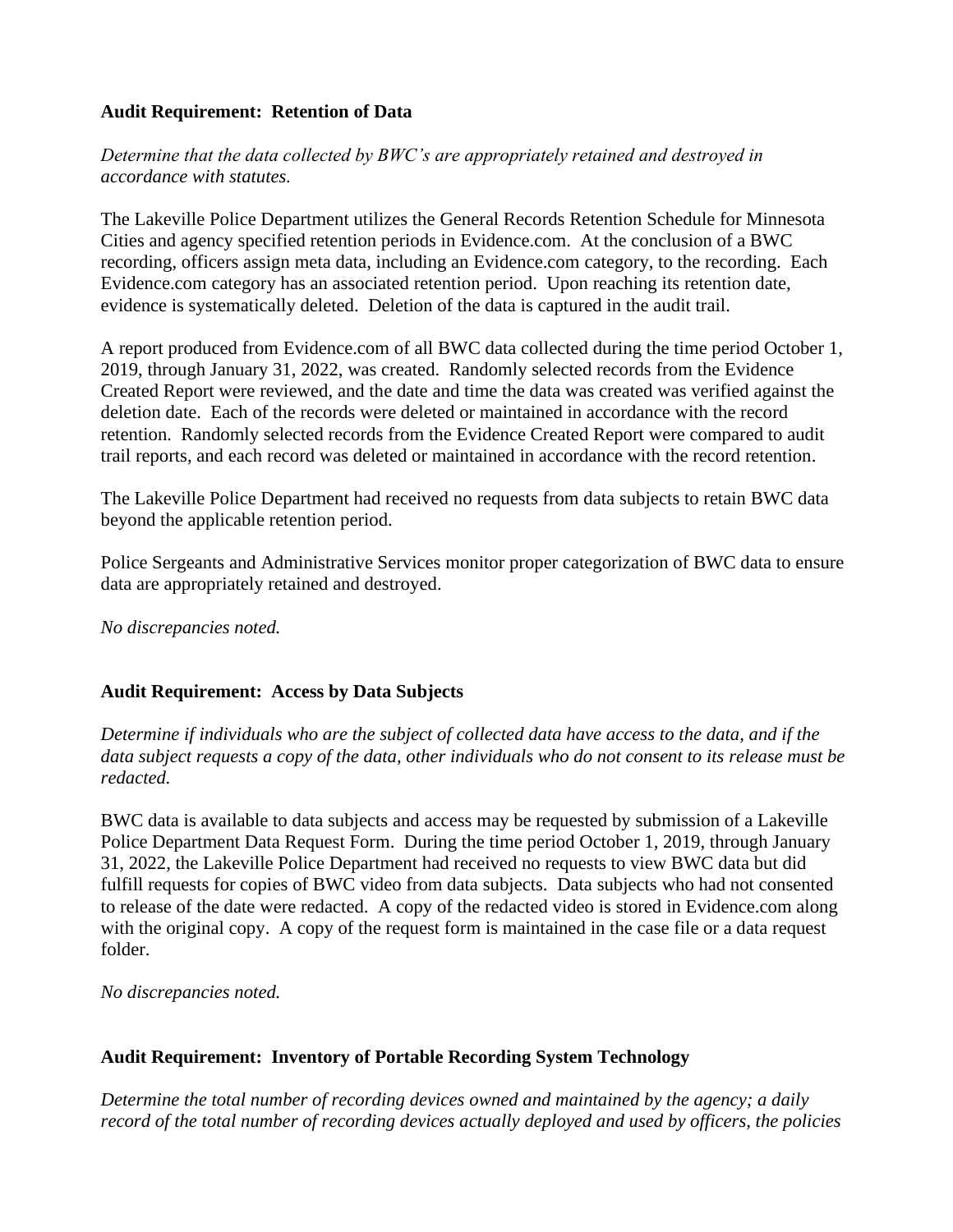**Audit Requirement: Retention of Data**

*Determine that the data collected by BWC's are appropriately retained and destroyed in accordance with statutes.*

The Lakeville Police Department utilizes the General Records Retention Schedule for Minnesota Cities and agency specified retention periods in Evidence.com. At the conclusion of a BWC recording, officers assign meta data, including an Evidence.com category, to the recording. Each Evidence.com category has an associated retention period. Upon reaching its retention date, evidence is systematically deleted. Deletion of the data is captured in the audit trail.

A report produced from Evidence.com of all BWC data collected during the time period October 1, 2019, through January 31, 2022, was created. Randomly selected records from the Evidence Created Report were reviewed, and the date and time the data was created was verified against the deletion date. Each of the records were deleted or maintained in accordance with the record retention. Randomly selected records from the Evidence Created Report were compared to audit trail reports, and each record was deleted or maintained in accordance with the record retention.

The Lakeville Police Department had received no requests from data subjects to retain BWC data beyond the applicable retention period.

Police Sergeants and Administrative Services monitor proper categorization of BWC data to ensure data are appropriately retained and destroyed.

*No discrepancies noted.*

**Audit Requirement: Access by Data Subjects**

*Determine if individuals who are the subject of collected data have access to the data, and if the data subject requests a copy of the data, other individuals who do not consent to its release must be redacted.*

BWC data is available to data subjects and access may be requested by submission of a Lakeville Police Department Data Request Form. During the time period October 1, 2019, through January 31, 2022, the Lakeville Police Department had received no requests to view BWC data but did fulfill requests for copies of BWC video from data subjects. Data subjects who had not consented to release of the date were redacted. A copy of the redacted video is stored in Evidence.com along with the original copy. A copy of the request form is maintained in the case file or a data request folder.

*No discrepancies noted.*

**Audit Requirement: Inventory of Portable Recording System Technology**

*Determine the total number of recording devices owned and maintained by the agency; a daily record of the total number of recording devices actually deployed and used by officers, the policies*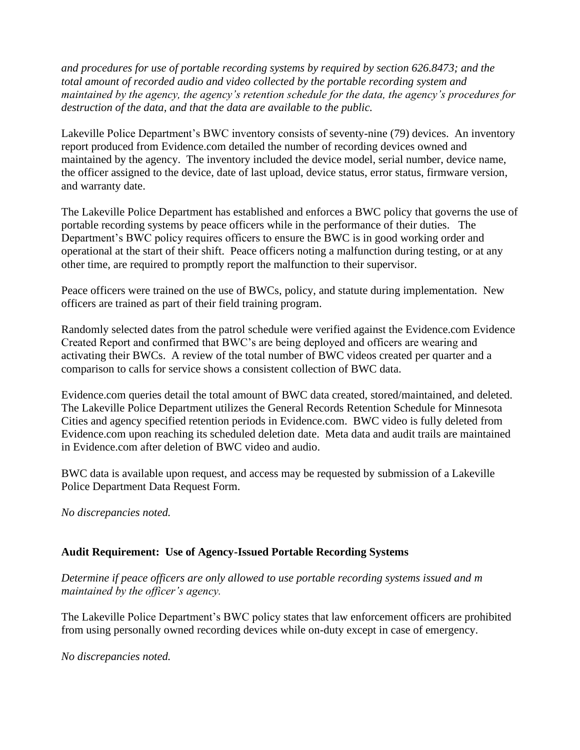*and procedures for use of portable recording systems by required by section 626.8473; and the total amount of recorded audio and video collected by the portable recording system and maintained by the agency, the agency's retention schedule for the data, the agency's procedures for destruction of the data, and that the data are available to the public.*

Lakeville Police Department's BWC inventory consists of seventy-nine (79) devices. An inventory report produced from Evidence.com detailed the number of recording devices owned and maintained by the agency. The inventory included the device model, serial number, device name, the officer assigned to the device, date of last upload, device status, error status, firmware version, and warranty date.

The Lakeville Police Department has established and enforces a BWC policy that governs the use of portable recording systems by peace officers while in the performance of their duties. The Department's BWC policy requires officers to ensure the BWC is in good working order and operational at the start of their shift. Peace officers noting a malfunction during testing, or at any other time, are required to promptly report the malfunction to their supervisor.

Peace officers were trained on the use of BWCs, policy, and statute during implementation. New officers are trained as part of their field training program.

Randomly selected dates from the patrol schedule were verified against the Evidence.com Evidence Created Report and confirmed that BWC's are being deployed and officers are wearing and activating their BWCs. A review of the total number of BWC videos created per quarter and a comparison to calls for service shows a consistent collection of BWC data.

Evidence.com queries detail the total amount of BWC data created, stored/maintained, and deleted. The Lakeville Police Department utilizes the General Records Retention Schedule for Minnesota Cities and agency specified retention periods in Evidence.com. BWC video is fully deleted from Evidence.com upon reaching its scheduled deletion date. Meta data and audit trails are maintained in Evidence.com after deletion of BWC video and audio.

BWC data is available upon request, and access may be requested by submission of a Lakeville Police Department Data Request Form.

*No discrepancies noted.*

**Audit Requirement: Use of Agency-Issued Portable Recording Systems**

*Determine if peace officers are only allowed to use portable recording systems issued and m maintained by the officer's agency.*

The Lakeville Police Department's BWC policy states that law enforcement officers are prohibited from using personally owned recording devices while on-duty except in case of emergency.

*No discrepancies noted.*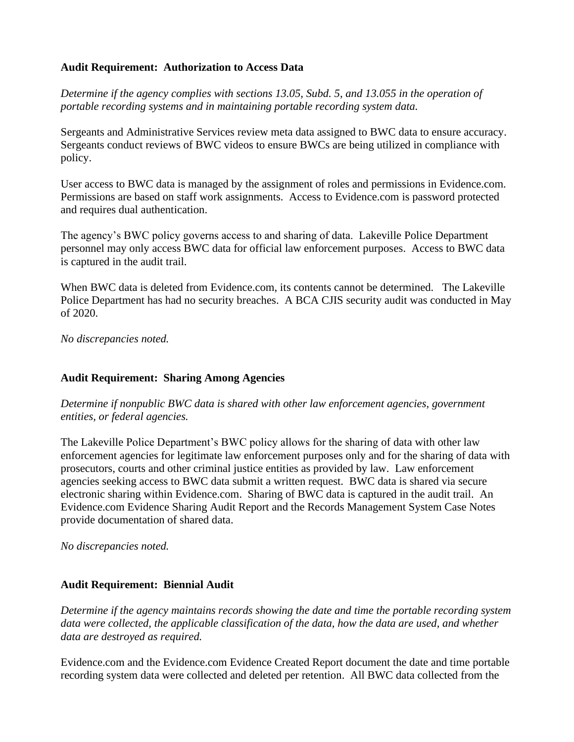**Audit Requirement: Authorization to Access Data**

*Determine if the agency complies with sections 13.05, Subd. 5, and 13.055 in the operation of portable recording systems and in maintaining portable recording system data.*

Sergeants and Administrative Services review meta data assigned to BWC data to ensure accuracy. Sergeants conduct reviews of BWC videos to ensure BWCs are being utilized in compliance with policy.

User access to BWC data is managed by the assignment of roles and permissions in Evidence.com. Permissions are based on staff work assignments. Access to Evidence.com is password protected and requires dual authentication.

The agency's BWC policy governs access to and sharing of data. Lakeville Police Department personnel may only access BWC data for official law enforcement purposes. Access to BWC data is captured in the audit trail.

When BWC data is deleted from Evidence.com, its contents cannot be determined. The Lakeville Police Department has had no security breaches. A BCA CJIS security audit was conducted in May of 2020.

*No discrepancies noted.*

**Audit Requirement: Sharing Among Agencies**

*Determine if nonpublic BWC data is shared with other law enforcement agencies, government entities, or federal agencies.*

The Lakeville Police Department's BWC policy allows for the sharing of data with other law enforcement agencies for legitimate law enforcement purposes only and for the sharing of data with prosecutors, courts and other criminal justice entities as provided by law. Law enforcement agencies seeking access to BWC data submit a written request. BWC data is shared via secure electronic sharing within Evidence.com. Sharing of BWC data is captured in the audit trail. An Evidence.com Evidence Sharing Audit Report and the Records Management System Case Notes provide documentation of shared data.

*No discrepancies noted.*

**Audit Requirement: Biennial Audit**

*Determine if the agency maintains records showing the date and time the portable recording system data were collected, the applicable classification of the data, how the data are used, and whether data are destroyed as required.*

Evidence.com and the Evidence.com Evidence Created Report document the date and time portable recording system data were collected and deleted per retention. All BWC data collected from the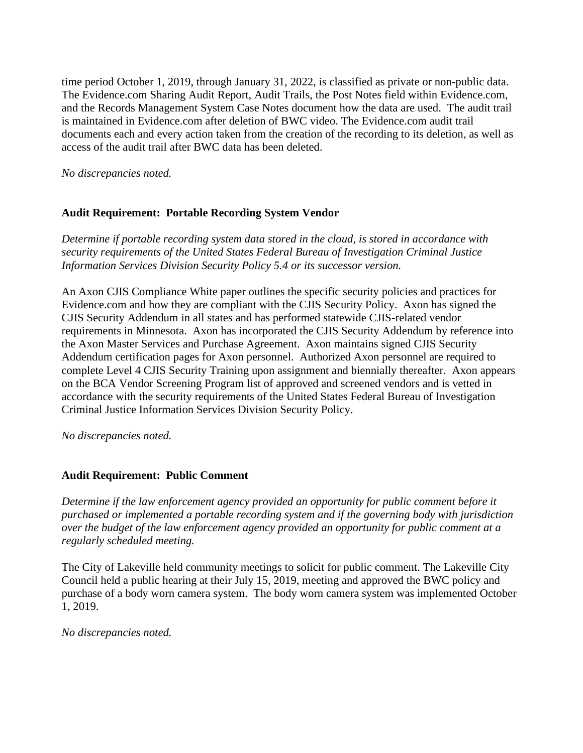time period October 1, 2019, through January 31, 2022, is classified as private or non-public data. The Evidence.com Sharing Audit Report, Audit Trails, the Post Notes field within Evidence.com, and the Records Management System Case Notes document how the data are used. The audit trail is maintained in Evidence.com after deletion of BWC video. The Evidence.com audit trail documents each and every action taken from the creation of the recording to its deletion, as well as access of the audit trail after BWC data has been deleted.

*No discrepancies noted.*

**Audit Requirement: Portable Recording System Vendor**

*Determine if portable recording system data stored in the cloud, is stored in accordance with security requirements of the United States Federal Bureau of Investigation Criminal Justice Information Services Division Security Policy 5.4 or its successor version.*

An Axon CJIS Compliance White paper outlines the specific security policies and practices for Evidence.com and how they are compliant with the CJIS Security Policy. Axon has signed the CJIS Security Addendum in all states and has performed statewide CJIS-related vendor requirements in Minnesota. Axon has incorporated the CJIS Security Addendum by reference into the Axon Master Services and Purchase Agreement. Axon maintains signed CJIS Security Addendum certification pages for Axon personnel. Authorized Axon personnel are required to complete Level 4 CJIS Security Training upon assignment and biennially thereafter. Axon appears on the BCA Vendor Screening Program list of approved and screened vendors and is vetted in accordance with the security requirements of the United States Federal Bureau of Investigation Criminal Justice Information Services Division Security Policy.

*No discrepancies noted.*

**Audit Requirement: Public Comment**

*Determine if the law enforcement agency provided an opportunity for public comment before it purchased or implemented a portable recording system and if the governing body with jurisdiction over the budget of the law enforcement agency provided an opportunity for public comment at a regularly scheduled meeting.*

The City of Lakeville held community meetings to solicit for public comment. The Lakeville City Council held a public hearing at their July 15, 2019, meeting and approved the BWC policy and purchase of a body worn camera system. The body worn camera system was implemented October 1, 2019.

*No discrepancies noted.*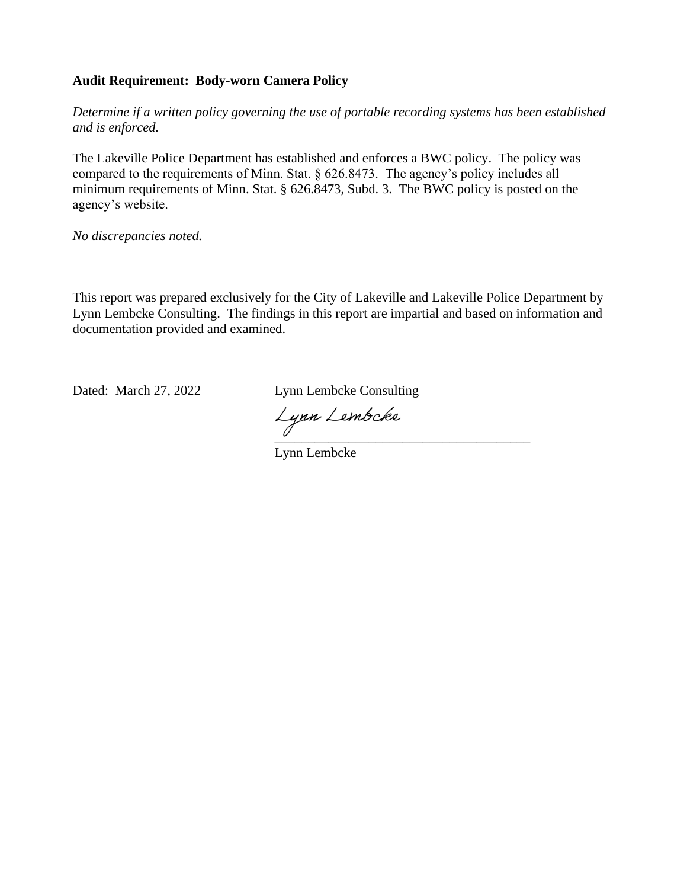**Audit Requirement: Body-worn Camera Policy**

*Determine if a written policy governing the use of portable recording systems has been established and is enforced.*

The Lakeville Police Department has established and enforces a BWC policy. The policy was compared to the requirements of Minn. Stat. § 626.8473. The agency's policy includes all minimum requirements of Minn. Stat. § 626.8473, Subd. 3. The BWC policy is posted on the agency's website.

*No discrepancies noted.*

This report was prepared exclusively for the City of Lakeville and Lakeville Police Department by Lynn Lembcke Consulting. The findings in this report are impartial and based on information and documentation provided and examined.

Dated: March 27, 2022

Lynn Lembcke Consulting

Lynn Lembcke

\_\_\_\_\_\_\_\_\_\_\_\_\_\_\_\_\_\_\_\_\_\_\_\_\_\_\_\_\_\_\_\_\_\_\_\_

Lynn Lembcke